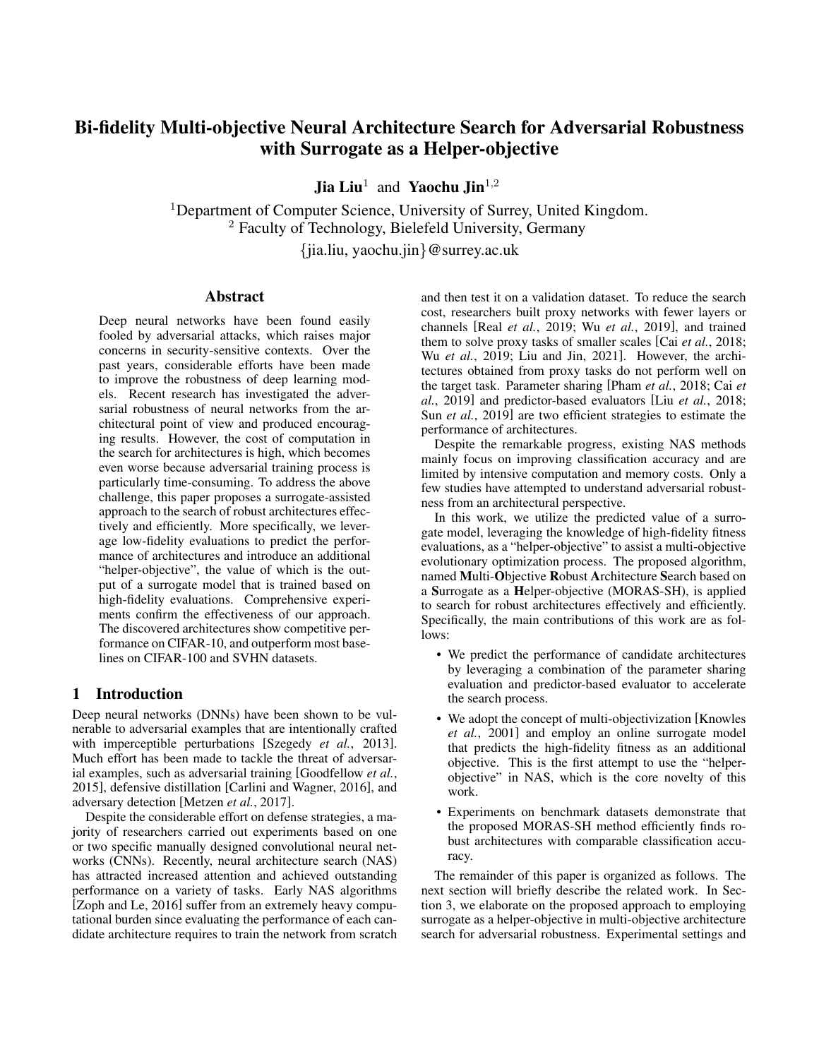# Bi-fidelity Multi-objective Neural Architecture Search for Adversarial Robustness with Surrogate as a Helper-objective

**Jia Liu**[1] and **Yaochu Jin**[1,2]

[1]Department of Computer Science, University of Surrey, United Kingdom.
[2] Faculty of Technology, Bielefeld University, Germany

{jia.liu, yaochu.jin}@surrey.ac.uk

## Abstract

Deep neural networks have been found easily fooled by adversarial attacks, which raises major concerns in security-sensitive contexts. Over the past years, considerable efforts have been made to improve the robustness of deep learning models. Recent research has investigated the adversarial robustness of neural networks from the architectural point of view and produced encouraging results. However, the cost of computation in the search for architectures is high, which becomes even worse because adversarial training process is particularly time-consuming. To address the above challenge, this paper proposes a surrogate-assisted approach to the search of robust architectures effectively and efficiently. More specifically, we leverage low-fidelity evaluations to predict the performance of architectures and introduce an additional "helper-objective", the value of which is the output of a surrogate model that is trained based on high-fidelity evaluations. Comprehensive experiments confirm the effectiveness of our approach. The discovered architectures show competitive performance on CIFAR-10, and outperform most baselines on CIFAR-100 and SVHN datasets.

## 1 Introduction

Deep neural networks (DNNs) have been shown to be vulnerable to adversarial examples that are intentionally crafted with imperceptible perturbations [Szegedy *et al.*, 2013]. Much effort has been made to tackle the threat of adversarial examples, such as adversarial training [Goodfellow *et al.*, 2015], defensive distillation [Carlini and Wagner, 2016], and adversary detection [Metzen *et al.*, 2017].

Despite the considerable effort on defense strategies, a majority of researchers carried out experiments based on one or two specific manually designed convolutional neural networks (CNNs). Recently, neural architecture search (NAS) has attracted increased attention and achieved outstanding performance on a variety of tasks. Early NAS algorithms [Zoph and Le, 2016] suffer from an extremely heavy computational burden since evaluating the performance of each candidate architecture requires to train the network from scratch and then test it on a validation dataset. To reduce the search cost, researchers built proxy networks with fewer layers or channels [Real *et al.*, 2019; Wu *et al.*, 2019], and trained them to solve proxy tasks of smaller scales [Cai *et al.*, 2018; Wu *et al.*, 2019; Liu and Jin, 2021]. However, the architectures obtained from proxy tasks do not perform well on the target task. Parameter sharing [Pham *et al.*, 2018; Cai *et al.*, 2019] and predictor-based evaluators [Liu *et al.*, 2018; Sun *et al.*, 2019] are two efficient strategies to estimate the performance of architectures.

Despite the remarkable progress, existing NAS methods mainly focus on improving classification accuracy and are limited by intensive computation and memory costs. Only a few studies have attempted to understand adversarial robustness from an architectural perspective.

In this work, we utilize the predicted value of a surrogate model, leveraging the knowledge of high-fidelity fitness evaluations, as a "helper-objective" to assist a multi-objective evolutionary optimization process. The proposed algorithm, named **M**ulti-**O**bjective **R**obust **A**rchitecture **S**earch based on a **S**urrogate as a **H**elper-objective (MORAS-SH), is applied to search for robust architectures effectively and efficiently. Specifically, the main contributions of this work are as follows:

- We predict the performance of candidate architectures by leveraging a combination of the parameter sharing evaluation and predictor-based evaluator to accelerate the search process.
- We adopt the concept of multi-objectivization [Knowles *et al.*, 2001] and employ an online surrogate model that predicts the high-fidelity fitness as an additional objective. This is the first attempt to use the "helper-objective" in NAS, which is the core novelty of this work.
- Experiments on benchmark datasets demonstrate that the proposed MORAS-SH method efficiently finds robust architectures with comparable classification accuracy.

The remainder of this paper is organized as follows. The next section will briefly describe the related work. In Section 3, we elaborate on the proposed approach to employing surrogate as a helper-objective in multi-objective architecture search for adversarial robustness. Experimental settings and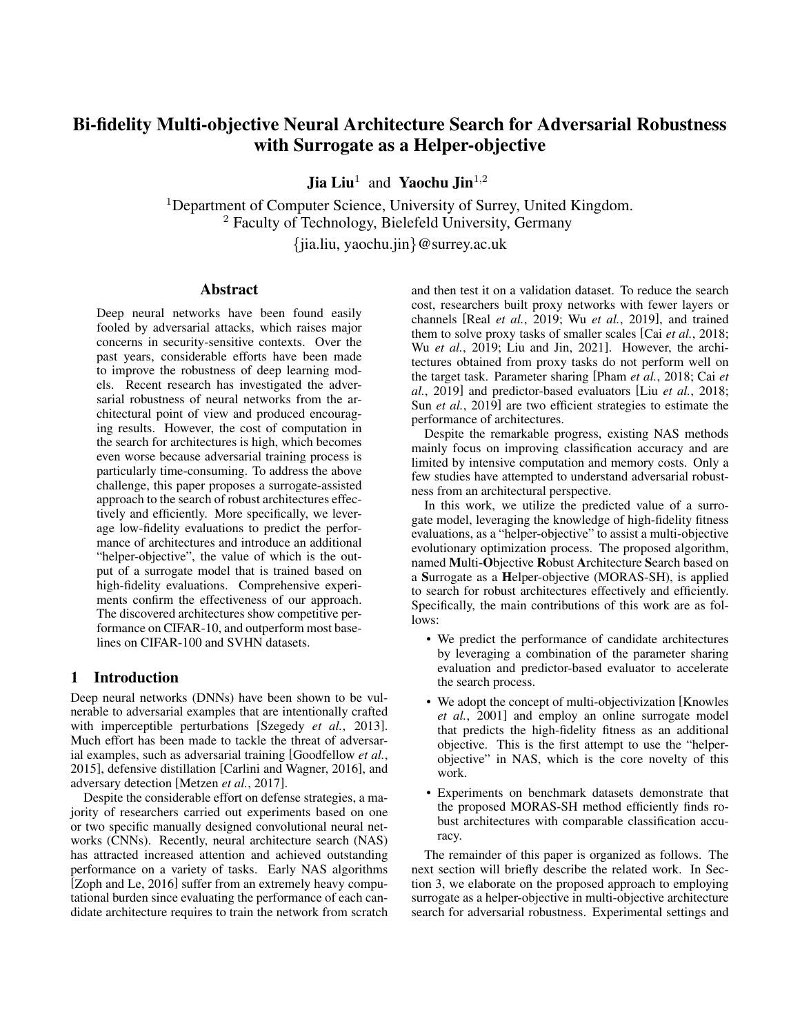# Bi-fidelity Multi-objective Neural Architecture Search for Adversarial Robustness with Surrogate as a Helper-objective

**Jia Liu**[1] and **Yaochu Jin**[1,2]

[1]Department of Computer Science, University of Surrey, United Kingdom.
[2] Faculty of Technology, Bielefeld University, Germany
{jia.liu, yaochu.jin}@surrey.ac.uk

## Abstract

Deep neural networks have been found easily fooled by adversarial attacks, which raises major concerns in security-sensitive contexts. Over the past years, considerable efforts have been made to improve the robustness of deep learning models. Recent research has investigated the adversarial robustness of neural networks from the architectural point of view and produced encouraging results. However, the cost of computation in the search for architectures is high, which becomes even worse because adversarial training process is particularly time-consuming. To address the above challenge, this paper proposes a surrogate-assisted approach to the search of robust architectures effectively and efficiently. More specifically, we leverage low-fidelity evaluations to predict the performance of architectures and introduce an additional "helper-objective", the value of which is the output of a surrogate model that is trained based on high-fidelity evaluations. Comprehensive experiments confirm the effectiveness of our approach. The discovered architectures show competitive performance on CIFAR-10, and outperform most baselines on CIFAR-100 and SVHN datasets.

## 1 Introduction

Deep neural networks (DNNs) have been shown to be vulnerable to adversarial examples that are intentionally crafted with imperceptible perturbations [Szegedy *et al.*, 2013]. Much effort has been made to tackle the threat of adversarial examples, such as adversarial training [Goodfellow *et al.*, 2015], defensive distillation [Carlini and Wagner, 2016], and adversary detection [Metzen *et al.*, 2017].

Despite the considerable effort on defense strategies, a majority of researchers carried out experiments based on one or two specific manually designed convolutional neural networks (CNNs). Recently, neural architecture search (NAS) has attracted increased attention and achieved outstanding performance on a variety of tasks. Early NAS algorithms [Zoph and Le, 2016] suffer from an extremely heavy computational burden since evaluating the performance of each candidate architecture requires to train the network from scratch and then test it on a validation dataset. To reduce the search cost, researchers built proxy networks with fewer layers or channels [Real *et al.*, 2019; Wu *et al.*, 2019], and trained them to solve proxy tasks of smaller scales [Cai *et al.*, 2018; Wu *et al.*, 2019; Liu and Jin, 2021]. However, the architectures obtained from proxy tasks do not perform well on the target task. Parameter sharing [Pham *et al.*, 2018; Cai *et al.*, 2019] and predictor-based evaluators [Liu *et al.*, 2018; Sun *et al.*, 2019] are two efficient strategies to estimate the performance of architectures.

Despite the remarkable progress, existing NAS methods mainly focus on improving classification accuracy and are limited by intensive computation and memory costs. Only a few studies have attempted to understand adversarial robustness from an architectural perspective.

In this work, we utilize the predicted value of a surrogate model, leveraging the knowledge of high-fidelity fitness evaluations, as a "helper-objective" to assist a multi-objective evolutionary optimization process. The proposed algorithm, named **M**ulti-**O**bjective **R**obust **A**rchitecture **S**earch based on a **S**urrogate as a **H**elper-objective (MORAS-SH), is applied to search for robust architectures effectively and efficiently. Specifically, the main contributions of this work are as follows:

- We predict the performance of candidate architectures by leveraging a combination of the parameter sharing evaluation and predictor-based evaluator to accelerate the search process.
- We adopt the concept of multi-objectivization [Knowles *et al.*, 2001] and employ an online surrogate model that predicts the high-fidelity fitness as an additional objective. This is the first attempt to use the "helper-objective" in NAS, which is the core novelty of this work.
- Experiments on benchmark datasets demonstrate that the proposed MORAS-SH method efficiently finds robust architectures with comparable classification accuracy.

The remainder of this paper is organized as follows. The next section will briefly describe the related work. In Section 3, we elaborate on the proposed approach to employing surrogate as a helper-objective in multi-objective architecture search for adversarial robustness. Experimental settings and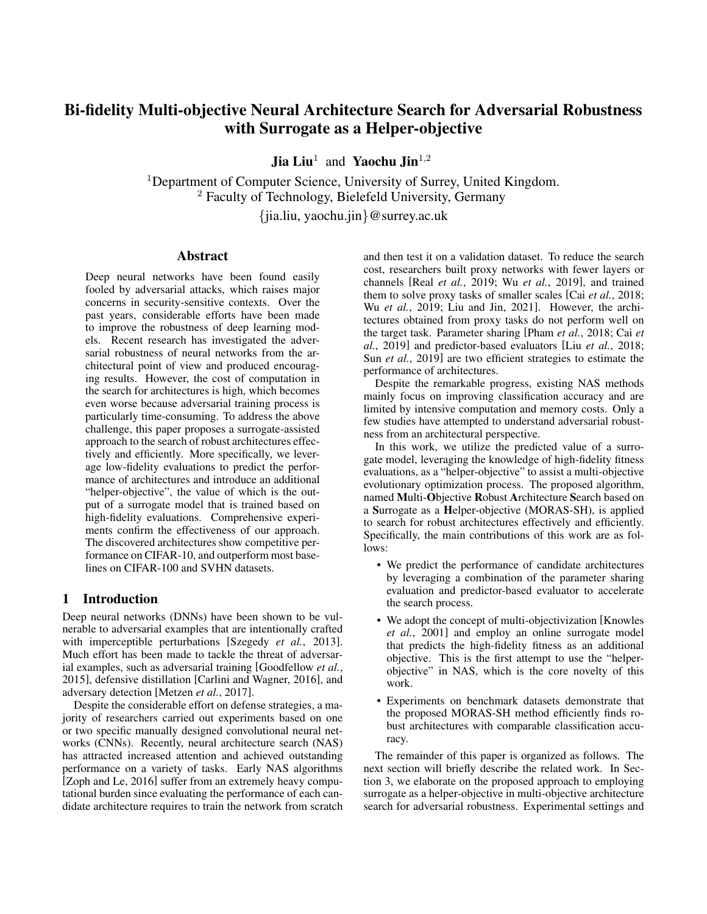# Bi-fidelity Multi-objective Neural Architecture Search for Adversarial Robustness with Surrogate as a Helper-objective

**Jia Liu**[1] and **Yaochu Jin**[1,2]

[1]Department of Computer Science, University of Surrey, United Kingdom.
[2] Faculty of Technology, Bielefeld University, Germany
{jia.liu, yaochu.jin}@surrey.ac.uk

## Abstract

Deep neural networks have been found easily fooled by adversarial attacks, which raises major concerns in security-sensitive contexts. Over the past years, considerable efforts have been made to improve the robustness of deep learning models. Recent research has investigated the adversarial robustness of neural networks from the architectural point of view and produced encouraging results. However, the cost of computation in the search for architectures is high, which becomes even worse because adversarial training process is particularly time-consuming. To address the above challenge, this paper proposes a surrogate-assisted approach to the search of robust architectures effectively and efficiently. More specifically, we leverage low-fidelity evaluations to predict the performance of architectures and introduce an additional "helper-objective", the value of which is the output of a surrogate model that is trained based on high-fidelity evaluations. Comprehensive experiments confirm the effectiveness of our approach. The discovered architectures show competitive performance on CIFAR-10, and outperform most baselines on CIFAR-100 and SVHN datasets.

## 1 Introduction

Deep neural networks (DNNs) have been shown to be vulnerable to adversarial examples that are intentionally crafted with imperceptible perturbations [Szegedy *et al.*, 2013]. Much effort has been made to tackle the threat of adversarial examples, such as adversarial training [Goodfellow *et al.*, 2015], defensive distillation [Carlini and Wagner, 2016], and adversary detection [Metzen *et al.*, 2017].

Despite the considerable effort on defense strategies, a majority of researchers carried out experiments based on one or two specific manually designed convolutional neural networks (CNNs). Recently, neural architecture search (NAS) has attracted increased attention and achieved outstanding performance on a variety of tasks. Early NAS algorithms [Zoph and Le, 2016] suffer from an extremely heavy computational burden since evaluating the performance of each candidate architecture requires to train the network from scratch and then test it on a validation dataset. To reduce the search cost, researchers built proxy networks with fewer layers or channels [Real *et al.*, 2019; Wu *et al.*, 2019], and trained them to solve proxy tasks of smaller scales [Cai *et al.*, 2018; Wu *et al.*, 2019; Liu and Jin, 2021]. However, the architectures obtained from proxy tasks do not perform well on the target task. Parameter sharing [Pham *et al.*, 2018; Cai *et al.*, 2019] and predictor-based evaluators [Liu *et al.*, 2018; Sun *et al.*, 2019] are two efficient strategies to estimate the performance of architectures.

Despite the remarkable progress, existing NAS methods mainly focus on improving classification accuracy and are limited by intensive computation and memory costs. Only a few studies have attempted to understand adversarial robustness from an architectural perspective.

In this work, we utilize the predicted value of a surrogate model, leveraging the knowledge of high-fidelity fitness evaluations, as a "helper-objective" to assist a multi-objective evolutionary optimization process. The proposed algorithm, named **M**ulti-**O**bjective **R**obust **A**rchitecture **S**earch based on a **S**urrogate as a **H**elper-objective (MORAS-SH), is applied to search for robust architectures effectively and efficiently. Specifically, the main contributions of this work are as follows:

- We predict the performance of candidate architectures by leveraging a combination of the parameter sharing evaluation and predictor-based evaluator to accelerate the search process.
- We adopt the concept of multi-objectivization [Knowles *et al.*, 2001] and employ an online surrogate model that predicts the high-fidelity fitness as an additional objective. This is the first attempt to use the "helper-objective" in NAS, which is the core novelty of this work.
- Experiments on benchmark datasets demonstrate that the proposed MORAS-SH method efficiently finds robust architectures with comparable classification accuracy.

The remainder of this paper is organized as follows. The next section will briefly describe the related work. In Section 3, we elaborate on the proposed approach to employing surrogate as a helper-objective in multi-objective architecture search for adversarial robustness. Experimental settings and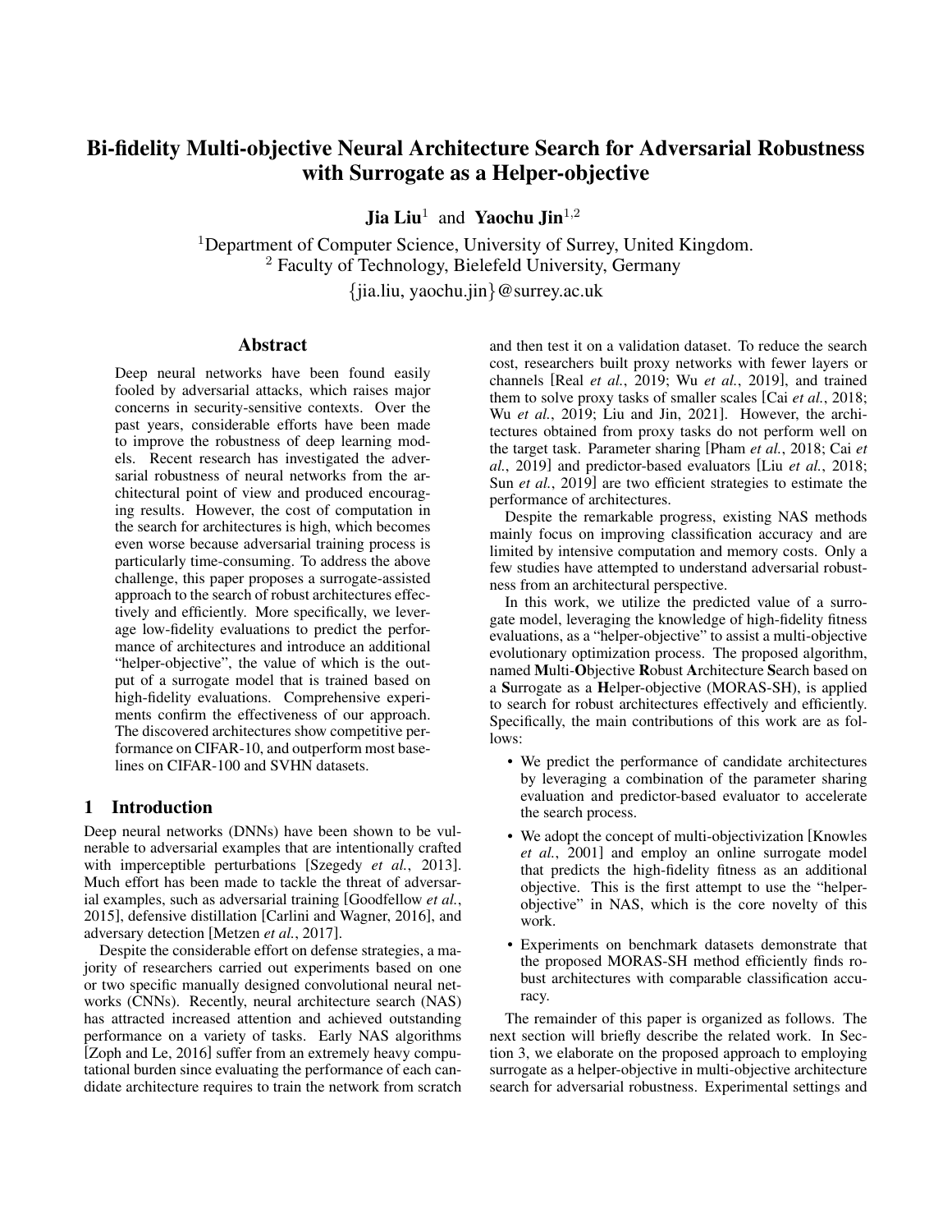# Bi-fidelity Multi-objective Neural Architecture Search for Adversarial Robustness with Surrogate as a Helper-objective

**Jia Liu**[1] and **Yaochu Jin**[1,2]

[1]Department of Computer Science, University of Surrey, United Kingdom.
[2] Faculty of Technology, Bielefeld University, Germany
{jia.liu, yaochu.jin}@surrey.ac.uk

## Abstract

Deep neural networks have been found easily fooled by adversarial attacks, which raises major concerns in security-sensitive contexts. Over the past years, considerable efforts have been made to improve the robustness of deep learning models. Recent research has investigated the adversarial robustness of neural networks from the architectural point of view and produced encouraging results. However, the cost of computation in the search for architectures is high, which becomes even worse because adversarial training process is particularly time-consuming. To address the above challenge, this paper proposes a surrogate-assisted approach to the search of robust architectures effectively and efficiently. More specifically, we leverage low-fidelity evaluations to predict the performance of architectures and introduce an additional "helper-objective", the value of which is the output of a surrogate model that is trained based on high-fidelity evaluations. Comprehensive experiments confirm the effectiveness of our approach. The discovered architectures show competitive performance on CIFAR-10, and outperform most baselines on CIFAR-100 and SVHN datasets.

## 1 Introduction

Deep neural networks (DNNs) have been shown to be vulnerable to adversarial examples that are intentionally crafted with imperceptible perturbations [Szegedy *et al.*, 2013]. Much effort has been made to tackle the threat of adversarial examples, such as adversarial training [Goodfellow *et al.*, 2015], defensive distillation [Carlini and Wagner, 2016], and adversary detection [Metzen *et al.*, 2017].

Despite the considerable effort on defense strategies, a majority of researchers carried out experiments based on one or two specific manually designed convolutional neural networks (CNNs). Recently, neural architecture search (NAS) has attracted increased attention and achieved outstanding performance on a variety of tasks. Early NAS algorithms [Zoph and Le, 2016] suffer from an extremely heavy computational burden since evaluating the performance of each candidate architecture requires to train the network from scratch and then test it on a validation dataset. To reduce the search cost, researchers built proxy networks with fewer layers or channels [Real *et al.*, 2019; Wu *et al.*, 2019], and trained them to solve proxy tasks of smaller scales [Cai *et al.*, 2018; Wu *et al.*, 2019; Liu and Jin, 2021]. However, the architectures obtained from proxy tasks do not perform well on the target task. Parameter sharing [Pham *et al.*, 2018; Cai *et al.*, 2019] and predictor-based evaluators [Liu *et al.*, 2018; Sun *et al.*, 2019] are two efficient strategies to estimate the performance of architectures.

Despite the remarkable progress, existing NAS methods mainly focus on improving classification accuracy and are limited by intensive computation and memory costs. Only a few studies have attempted to understand adversarial robustness from an architectural perspective.

In this work, we utilize the predicted value of a surrogate model, leveraging the knowledge of high-fidelity fitness evaluations, as a "helper-objective" to assist a multi-objective evolutionary optimization process. The proposed algorithm, named **M**ulti-**O**bjective **R**obust **A**rchitecture **S**earch based on a **S**urrogate as a **H**elper-objective (MORAS-SH), is applied to search for robust architectures effectively and efficiently. Specifically, the main contributions of this work are as follows:

- We predict the performance of candidate architectures by leveraging a combination of the parameter sharing evaluation and predictor-based evaluator to accelerate the search process.
- We adopt the concept of multi-objectivization [Knowles *et al.*, 2001] and employ an online surrogate model that predicts the high-fidelity fitness as an additional objective. This is the first attempt to use the "helper-objective" in NAS, which is the core novelty of this work.
- Experiments on benchmark datasets demonstrate that the proposed MORAS-SH method efficiently finds robust architectures with comparable classification accuracy.

The remainder of this paper is organized as follows. The next section will briefly describe the related work. In Section 3, we elaborate on the proposed approach to employing surrogate as a helper-objective in multi-objective architecture search for adversarial robustness. Experimental settings and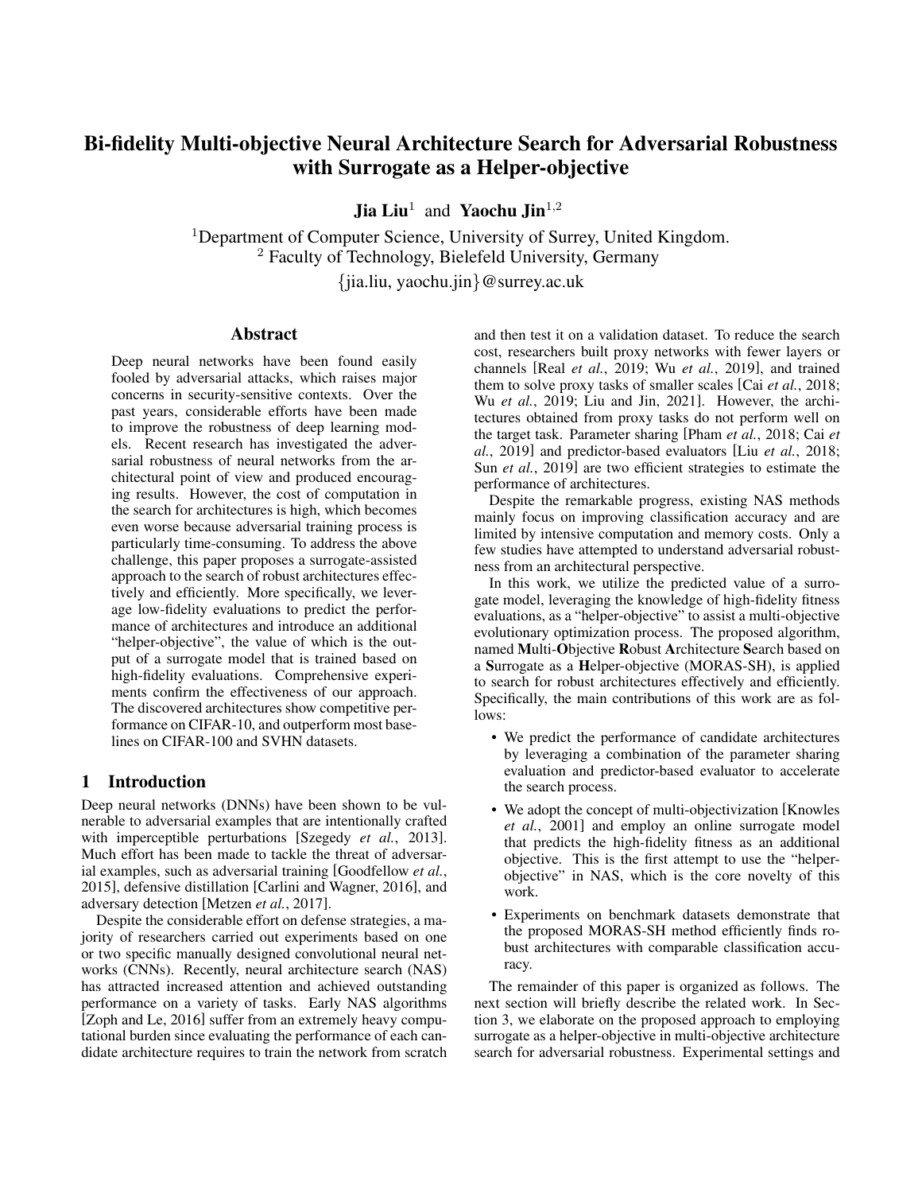# Bi-fidelity Multi-objective Neural Architecture Search for Adversarial Robustness with Surrogate as a Helper-objective

**Jia Liu**[1] and **Yaochu Jin**[1,2]

[1]Department of Computer Science, University of Surrey, United Kingdom.
[2] Faculty of Technology, Bielefeld University, Germany
{jia.liu, yaochu.jin}@surrey.ac.uk

## Abstract

Deep neural networks have been found easily fooled by adversarial attacks, which raises major concerns in security-sensitive contexts. Over the past years, considerable efforts have been made to improve the robustness of deep learning models. Recent research has investigated the adversarial robustness of neural networks from the architectural point of view and produced encouraging results. However, the cost of computation in the search for architectures is high, which becomes even worse because adversarial training process is particularly time-consuming. To address the above challenge, this paper proposes a surrogate-assisted approach to the search of robust architectures effectively and efficiently. More specifically, we leverage low-fidelity evaluations to predict the performance of architectures and introduce an additional "helper-objective", the value of which is the output of a surrogate model that is trained based on high-fidelity evaluations. Comprehensive experiments confirm the effectiveness of our approach. The discovered architectures show competitive performance on CIFAR-10, and outperform most baselines on CIFAR-100 and SVHN datasets.

## 1 Introduction

Deep neural networks (DNNs) have been shown to be vulnerable to adversarial examples that are intentionally crafted with imperceptible perturbations [Szegedy *et al.*, 2013]. Much effort has been made to tackle the threat of adversarial examples, such as adversarial training [Goodfellow *et al.*, 2015], defensive distillation [Carlini and Wagner, 2016], and adversary detection [Metzen *et al.*, 2017].

Despite the considerable effort on defense strategies, a majority of researchers carried out experiments based on one or two specific manually designed convolutional neural networks (CNNs). Recently, neural architecture search (NAS) has attracted increased attention and achieved outstanding performance on a variety of tasks. Early NAS algorithms [Zoph and Le, 2016] suffer from an extremely heavy computational burden since evaluating the performance of each candidate architecture requires to train the network from scratch and then test it on a validation dataset. To reduce the search cost, researchers built proxy networks with fewer layers or channels [Real *et al.*, 2019; Wu *et al.*, 2019], and trained them to solve proxy tasks of smaller scales [Cai *et al.*, 2018; Wu *et al.*, 2019; Liu and Jin, 2021]. However, the architectures obtained from proxy tasks do not perform well on the target task. Parameter sharing [Pham *et al.*, 2018; Cai *et al.*, 2019] and predictor-based evaluators [Liu *et al.*, 2018; Sun *et al.*, 2019] are two efficient strategies to estimate the performance of architectures.

Despite the remarkable progress, existing NAS methods mainly focus on improving classification accuracy and are limited by intensive computation and memory costs. Only a few studies have attempted to understand adversarial robustness from an architectural perspective.

In this work, we utilize the predicted value of a surrogate model, leveraging the knowledge of high-fidelity fitness evaluations, as a "helper-objective" to assist a multi-objective evolutionary optimization process. The proposed algorithm, named **M**ulti-**O**bjective **R**obust **A**rchitecture **S**earch based on a **S**urrogate as a **H**elper-objective (MORAS-SH), is applied to search for robust architectures effectively and efficiently. Specifically, the main contributions of this work are as follows:

- We predict the performance of candidate architectures by leveraging a combination of the parameter sharing evaluation and predictor-based evaluator to accelerate the search process.
- We adopt the concept of multi-objectivization [Knowles *et al.*, 2001] and employ an online surrogate model that predicts the high-fidelity fitness as an additional objective. This is the first attempt to use the "helper-objective" in NAS, which is the core novelty of this work.
- Experiments on benchmark datasets demonstrate that the proposed MORAS-SH method efficiently finds robust architectures with comparable classification accuracy.

The remainder of this paper is organized as follows. The next section will briefly describe the related work. In Section 3, we elaborate on the proposed approach to employing surrogate as a helper-objective in multi-objective architecture search for adversarial robustness. Experimental settings and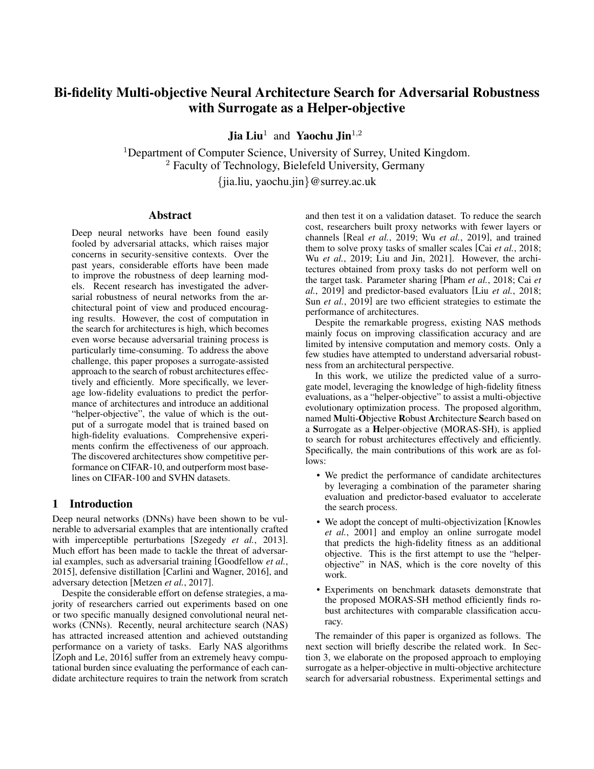# Bi-fidelity Multi-objective Neural Architecture Search for Adversarial Robustness with Surrogate as a Helper-objective

**Jia Liu**[1] and **Yaochu Jin**[1,2]

[1]Department of Computer Science, University of Surrey, United Kingdom.
[2] Faculty of Technology, Bielefeld University, Germany

{jia.liu, yaochu.jin}@surrey.ac.uk

## Abstract

Deep neural networks have been found easily fooled by adversarial attacks, which raises major concerns in security-sensitive contexts. Over the past years, considerable efforts have been made to improve the robustness of deep learning models. Recent research has investigated the adversarial robustness of neural networks from the architectural point of view and produced encouraging results. However, the cost of computation in the search for architectures is high, which becomes even worse because adversarial training process is particularly time-consuming. To address the above challenge, this paper proposes a surrogate-assisted approach to the search of robust architectures effectively and efficiently. More specifically, we leverage low-fidelity evaluations to predict the performance of architectures and introduce an additional "helper-objective", the value of which is the output of a surrogate model that is trained based on high-fidelity evaluations. Comprehensive experiments confirm the effectiveness of our approach. The discovered architectures show competitive performance on CIFAR-10, and outperform most baselines on CIFAR-100 and SVHN datasets.

## 1 Introduction

Deep neural networks (DNNs) have been shown to be vulnerable to adversarial examples that are intentionally crafted with imperceptible perturbations [Szegedy *et al.*, 2013]. Much effort has been made to tackle the threat of adversarial examples, such as adversarial training [Goodfellow *et al.*, 2015], defensive distillation [Carlini and Wagner, 2016], and adversary detection [Metzen *et al.*, 2017].

Despite the considerable effort on defense strategies, a majority of researchers carried out experiments based on one or two specific manually designed convolutional neural networks (CNNs). Recently, neural architecture search (NAS) has attracted increased attention and achieved outstanding performance on a variety of tasks. Early NAS algorithms [Zoph and Le, 2016] suffer from an extremely heavy computational burden since evaluating the performance of each candidate architecture requires to train the network from scratch and then test it on a validation dataset. To reduce the search cost, researchers built proxy networks with fewer layers or channels [Real *et al.*, 2019; Wu *et al.*, 2019], and trained them to solve proxy tasks of smaller scales [Cai *et al.*, 2018; Wu *et al.*, 2019; Liu and Jin, 2021]. However, the architectures obtained from proxy tasks do not perform well on the target task. Parameter sharing [Pham *et al.*, 2018; Cai *et al.*, 2019] and predictor-based evaluators [Liu *et al.*, 2018; Sun *et al.*, 2019] are two efficient strategies to estimate the performance of architectures.

Despite the remarkable progress, existing NAS methods mainly focus on improving classification accuracy and are limited by intensive computation and memory costs. Only a few studies have attempted to understand adversarial robustness from an architectural perspective.

In this work, we utilize the predicted value of a surrogate model, leveraging the knowledge of high-fidelity fitness evaluations, as a "helper-objective" to assist a multi-objective evolutionary optimization process. The proposed algorithm, named **M**ulti-**O**bjective **R**obust **A**rchitecture **S**earch based on a **S**urrogate as a **H**elper-objective (MORAS-SH), is applied to search for robust architectures effectively and efficiently. Specifically, the main contributions of this work are as follows:

- We predict the performance of candidate architectures by leveraging a combination of the parameter sharing evaluation and predictor-based evaluator to accelerate the search process.
- We adopt the concept of multi-objectivization [Knowles *et al.*, 2001] and employ an online surrogate model that predicts the high-fidelity fitness as an additional objective. This is the first attempt to use the "helper-objective" in NAS, which is the core novelty of this work.
- Experiments on benchmark datasets demonstrate that the proposed MORAS-SH method efficiently finds robust architectures with comparable classification accuracy.

The remainder of this paper is organized as follows. The next section will briefly describe the related work. In Section 3, we elaborate on the proposed approach to employing surrogate as a helper-objective in multi-objective architecture search for adversarial robustness. Experimental settings and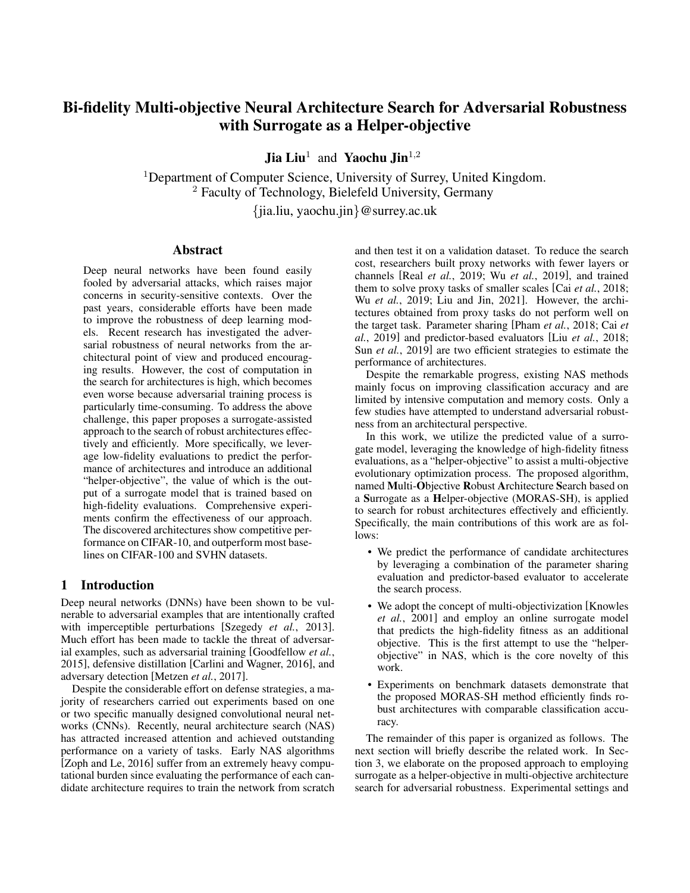# Bi-fidelity Multi-objective Neural Architecture Search for Adversarial Robustness with Surrogate as a Helper-objective

**Jia Liu**[1] and **Yaochu Jin**[1,2]

[1]Department of Computer Science, University of Surrey, United Kingdom.
[2] Faculty of Technology, Bielefeld University, Germany
{jia.liu, yaochu.jin}@surrey.ac.uk

## Abstract

Deep neural networks have been found easily fooled by adversarial attacks, which raises major concerns in security-sensitive contexts. Over the past years, considerable efforts have been made to improve the robustness of deep learning models. Recent research has investigated the adversarial robustness of neural networks from the architectural point of view and produced encouraging results. However, the cost of computation in the search for architectures is high, which becomes even worse because adversarial training process is particularly time-consuming. To address the above challenge, this paper proposes a surrogate-assisted approach to the search of robust architectures effectively and efficiently. More specifically, we leverage low-fidelity evaluations to predict the performance of architectures and introduce an additional "helper-objective", the value of which is the output of a surrogate model that is trained based on high-fidelity evaluations. Comprehensive experiments confirm the effectiveness of our approach. The discovered architectures show competitive performance on CIFAR-10, and outperform most baselines on CIFAR-100 and SVHN datasets.

## 1 Introduction

Deep neural networks (DNNs) have been shown to be vulnerable to adversarial examples that are intentionally crafted with imperceptible perturbations [Szegedy *et al.*, 2013]. Much effort has been made to tackle the threat of adversarial examples, such as adversarial training [Goodfellow *et al.*, 2015], defensive distillation [Carlini and Wagner, 2016], and adversary detection [Metzen *et al.*, 2017].

Despite the considerable effort on defense strategies, a majority of researchers carried out experiments based on one or two specific manually designed convolutional neural networks (CNNs). Recently, neural architecture search (NAS) has attracted increased attention and achieved outstanding performance on a variety of tasks. Early NAS algorithms [Zoph and Le, 2016] suffer from an extremely heavy computational burden since evaluating the performance of each candidate architecture requires to train the network from scratch and then test it on a validation dataset. To reduce the search cost, researchers built proxy networks with fewer layers or channels [Real *et al.*, 2019; Wu *et al.*, 2019], and trained them to solve proxy tasks of smaller scales [Cai *et al.*, 2018; Wu *et al.*, 2019; Liu and Jin, 2021]. However, the architectures obtained from proxy tasks do not perform well on the target task. Parameter sharing [Pham *et al.*, 2018; Cai *et al.*, 2019] and predictor-based evaluators [Liu *et al.*, 2018; Sun *et al.*, 2019] are two efficient strategies to estimate the performance of architectures.

Despite the remarkable progress, existing NAS methods mainly focus on improving classification accuracy and are limited by intensive computation and memory costs. Only a few studies have attempted to understand adversarial robustness from an architectural perspective.

In this work, we utilize the predicted value of a surrogate model, leveraging the knowledge of high-fidelity fitness evaluations, as a "helper-objective" to assist a multi-objective evolutionary optimization process. The proposed algorithm, named **M**ulti-**O**bjective **R**obust **A**rchitecture **S**earch based on a **S**urrogate as a **H**elper-objective (MORAS-SH), is applied to search for robust architectures effectively and efficiently. Specifically, the main contributions of this work are as follows:

- We predict the performance of candidate architectures by leveraging a combination of the parameter sharing evaluation and predictor-based evaluator to accelerate the search process.
- We adopt the concept of multi-objectivization [Knowles *et al.*, 2001] and employ an online surrogate model that predicts the high-fidelity fitness as an additional objective. This is the first attempt to use the "helper-objective" in NAS, which is the core novelty of this work.
- Experiments on benchmark datasets demonstrate that the proposed MORAS-SH method efficiently finds robust architectures with comparable classification accuracy.

The remainder of this paper is organized as follows. The next section will briefly describe the related work. In Section 3, we elaborate on the proposed approach to employing surrogate as a helper-objective in multi-objective architecture search for adversarial robustness. Experimental settings and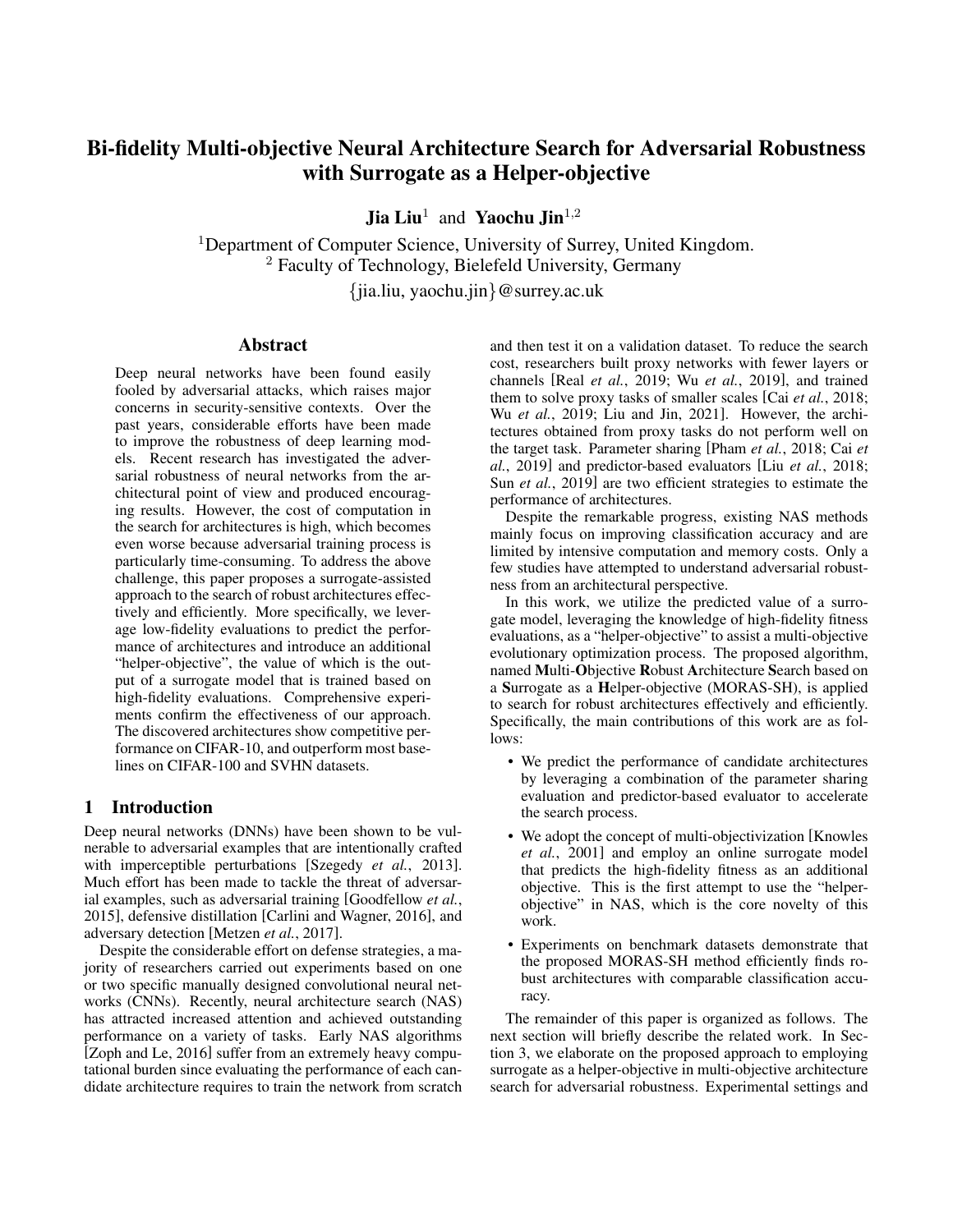# Bi-fidelity Multi-objective Neural Architecture Search for Adversarial Robustness with Surrogate as a Helper-objective

**Jia Liu**[1] and **Yaochu Jin**[1,2]

[1]Department of Computer Science, University of Surrey, United Kingdom.
[2] Faculty of Technology, Bielefeld University, Germany
{jia.liu, yaochu.jin}@surrey.ac.uk

## Abstract

Deep neural networks have been found easily fooled by adversarial attacks, which raises major concerns in security-sensitive contexts. Over the past years, considerable efforts have been made to improve the robustness of deep learning models. Recent research has investigated the adversarial robustness of neural networks from the architectural point of view and produced encouraging results. However, the cost of computation in the search for architectures is high, which becomes even worse because adversarial training process is particularly time-consuming. To address the above challenge, this paper proposes a surrogate-assisted approach to the search of robust architectures effectively and efficiently. More specifically, we leverage low-fidelity evaluations to predict the performance of architectures and introduce an additional "helper-objective", the value of which is the output of a surrogate model that is trained based on high-fidelity evaluations. Comprehensive experiments confirm the effectiveness of our approach. The discovered architectures show competitive performance on CIFAR-10, and outperform most baselines on CIFAR-100 and SVHN datasets.

## 1 Introduction

Deep neural networks (DNNs) have been shown to be vulnerable to adversarial examples that are intentionally crafted with imperceptible perturbations [Szegedy *et al.*, 2013]. Much effort has been made to tackle the threat of adversarial examples, such as adversarial training [Goodfellow *et al.*, 2015], defensive distillation [Carlini and Wagner, 2016], and adversary detection [Metzen *et al.*, 2017].

Despite the considerable effort on defense strategies, a majority of researchers carried out experiments based on one or two specific manually designed convolutional neural networks (CNNs). Recently, neural architecture search (NAS) has attracted increased attention and achieved outstanding performance on a variety of tasks. Early NAS algorithms [Zoph and Le, 2016] suffer from an extremely heavy computational burden since evaluating the performance of each candidate architecture requires to train the network from scratch and then test it on a validation dataset. To reduce the search cost, researchers built proxy networks with fewer layers or channels [Real *et al.*, 2019; Wu *et al.*, 2019], and trained them to solve proxy tasks of smaller scales [Cai *et al.*, 2018; Wu *et al.*, 2019; Liu and Jin, 2021]. However, the architectures obtained from proxy tasks do not perform well on the target task. Parameter sharing [Pham *et al.*, 2018; Cai *et al.*, 2019] and predictor-based evaluators [Liu *et al.*, 2018; Sun *et al.*, 2019] are two efficient strategies to estimate the performance of architectures.

Despite the remarkable progress, existing NAS methods mainly focus on improving classification accuracy and are limited by intensive computation and memory costs. Only a few studies have attempted to understand adversarial robustness from an architectural perspective.

In this work, we utilize the predicted value of a surrogate model, leveraging the knowledge of high-fidelity fitness evaluations, as a "helper-objective" to assist a multi-objective evolutionary optimization process. The proposed algorithm, named **M**ulti-**O**bjective **R**obust **A**rchitecture **S**earch based on a **S**urrogate as a **H**elper-objective (MORAS-SH), is applied to search for robust architectures effectively and efficiently. Specifically, the main contributions of this work are as follows:

- We predict the performance of candidate architectures by leveraging a combination of the parameter sharing evaluation and predictor-based evaluator to accelerate the search process.
- We adopt the concept of multi-objectivization [Knowles *et al.*, 2001] and employ an online surrogate model that predicts the high-fidelity fitness as an additional objective. This is the first attempt to use the "helper-objective" in NAS, which is the core novelty of this work.
- Experiments on benchmark datasets demonstrate that the proposed MORAS-SH method efficiently finds robust architectures with comparable classification accuracy.

The remainder of this paper is organized as follows. The next section will briefly describe the related work. In Section 3, we elaborate on the proposed approach to employing surrogate as a helper-objective in multi-objective architecture search for adversarial robustness. Experimental settings and